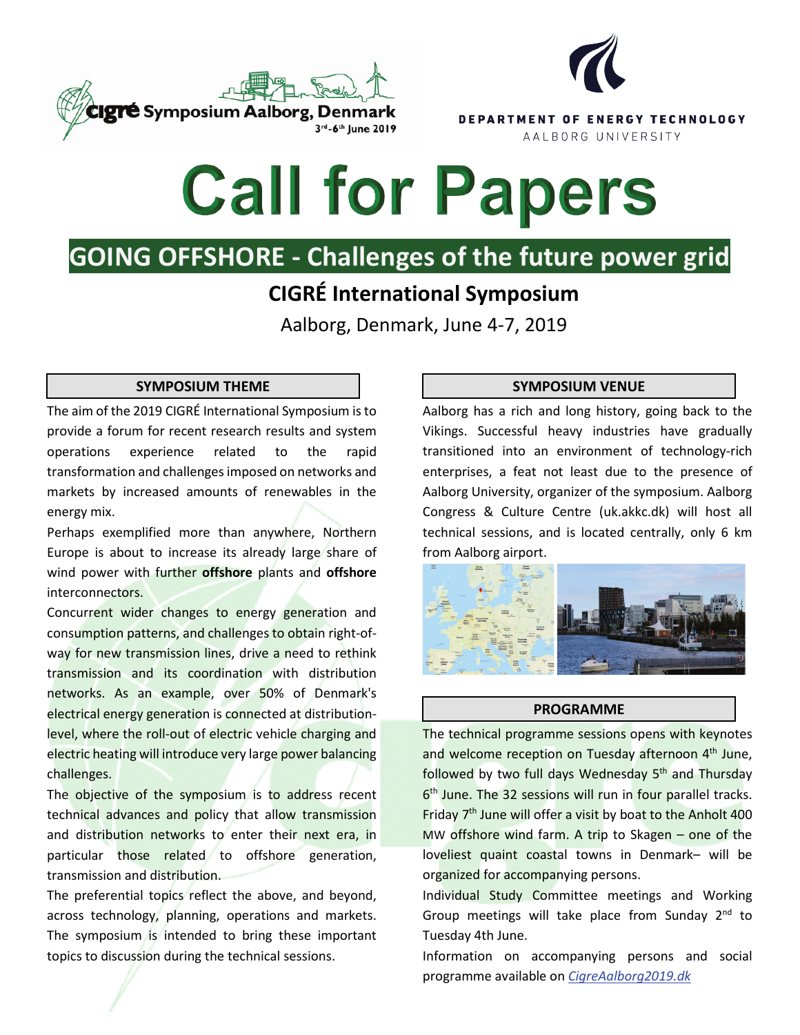CIGRÉ Symposium Aalborg, Denmark 3rd-6th June 2019

DEPARTMENT OF ENERGY TECHNOLOGY
AALBORG UNIVERSITY

# Call for Papers

## GOING OFFSHORE - Challenges of the future power grid

### CIGRÉ International Symposium

Aalborg, Denmark, June 4-7, 2019

#### SYMPOSIUM THEME

The aim of the 2019 CIGRÉ International Symposium is to provide a forum for recent research results and system operations experience related to the rapid transformation and challenges imposed on networks and markets by increased amounts of renewables in the energy mix.

Perhaps exemplified more than anywhere, Northern Europe is about to increase its already large share of wind power with further **offshore** plants and **offshore** interconnectors.

Concurrent wider changes to energy generation and consumption patterns, and challenges to obtain right-of-way for new transmission lines, drive a need to rethink transmission and its coordination with distribution networks. As an example, over 50% of Denmark's electrical energy generation is connected at distribution-level, where the roll-out of electric vehicle charging and electric heating will introduce very large power balancing challenges.

The objective of the symposium is to address recent technical advances and policy that allow transmission and distribution networks to enter their next era, in particular those related to offshore generation, transmission and distribution.

The preferential topics reflect the above, and beyond, across technology, planning, operations and markets. The symposium is intended to bring these important topics to discussion during the technical sessions.

#### SYMPOSIUM VENUE

Aalborg has a rich and long history, going back to the Vikings. Successful heavy industries have gradually transitioned into an environment of technology-rich enterprises, a feat not least due to the presence of Aalborg University, organizer of the symposium. Aalborg Congress & Culture Centre (uk.akkc.dk) will host all technical sessions, and is located centrally, only 6 km from Aalborg airport.

#### PROGRAMME

The technical programme sessions opens with keynotes and welcome reception on Tuesday afternoon 4th June, followed by two full days Wednesday 5th and Thursday 6th June. The 32 sessions will run in four parallel tracks. Friday 7th June will offer a visit by boat to the Anholt 400 MW offshore wind farm. A trip to Skagen – one of the loveliest quaint coastal towns in Denmark– will be organized for accompanying persons.

Individual Study Committee meetings and Working Group meetings will take place from Sunday 2nd to Tuesday 4th June.

Information on accompanying persons and social programme available on *CigreAalborg2019.dk*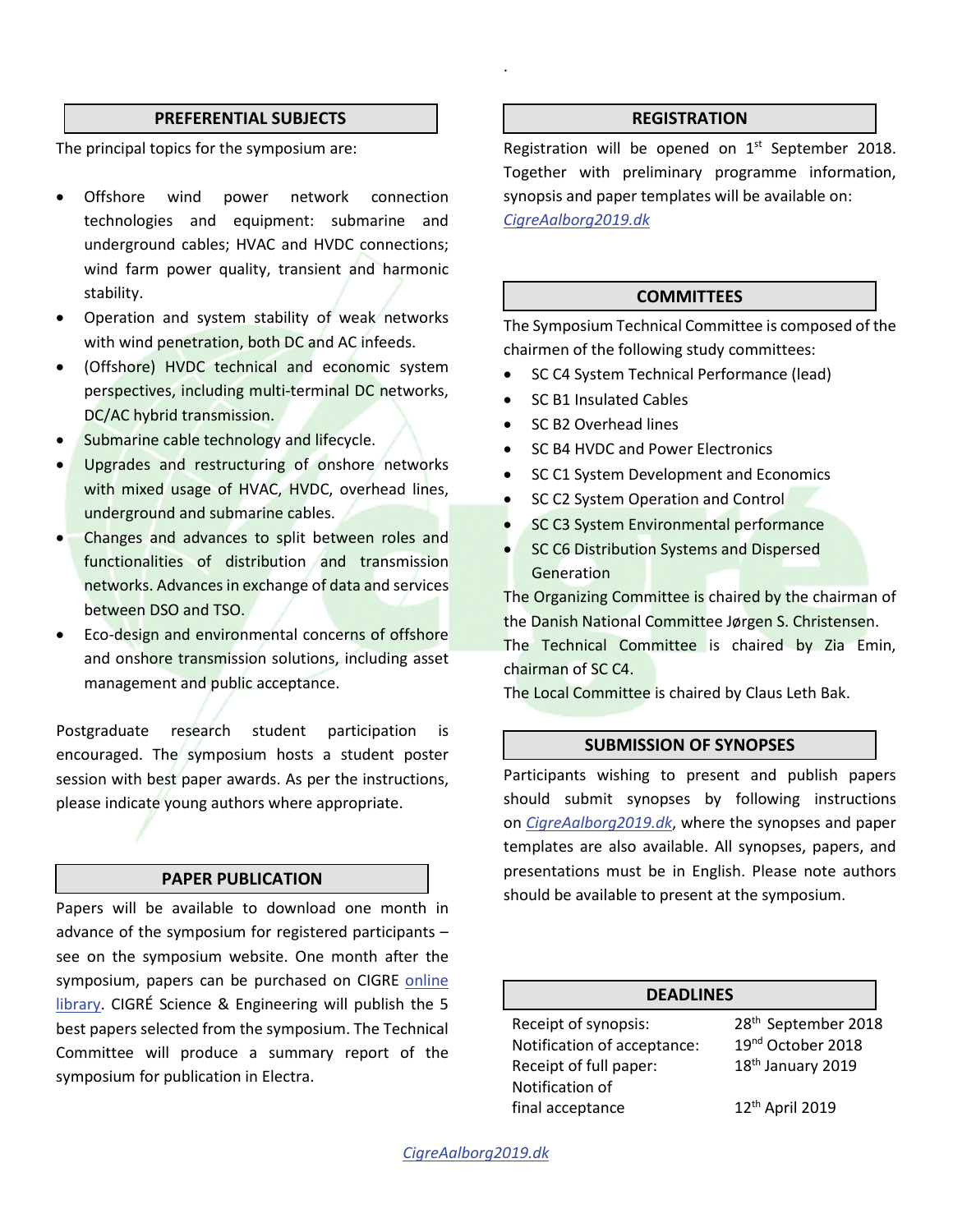## PREFERENTIAL SUBJECTS

The principal topics for the symposium are:

- Offshore wind power network connection technologies and equipment: submarine and underground cables; HVAC and HVDC connections; wind farm power quality, transient and harmonic stability.
- Operation and system stability of weak networks with wind penetration, both DC and AC infeeds.
- (Offshore) HVDC technical and economic system perspectives, including multi-terminal DC networks, DC/AC hybrid transmission.
- Submarine cable technology and lifecycle.
- Upgrades and restructuring of onshore networks with mixed usage of HVAC, HVDC, overhead lines, underground and submarine cables.
- Changes and advances to split between roles and functionalities of distribution and transmission networks. Advances in exchange of data and services between DSO and TSO.
- Eco-design and environmental concerns of offshore and onshore transmission solutions, including asset management and public acceptance.

Postgraduate research student participation is encouraged. The symposium hosts a student poster session with best paper awards. As per the instructions, please indicate young authors where appropriate.

## PAPER PUBLICATION

Papers will be available to download one month in advance of the symposium for registered participants – see on the symposium website. One month after the symposium, papers can be purchased on CIGRE online library. CIGRÉ Science & Engineering will publish the 5 best papers selected from the symposium. The Technical Committee will produce a summary report of the symposium for publication in Electra.

## REGISTRATION

Registration will be opened on 1st September 2018. Together with preliminary programme information, synopsis and paper templates will be available on: *CigreAalborg2019.dk*

## COMMITTEES

The Symposium Technical Committee is composed of the chairmen of the following study committees:

- SC C4 System Technical Performance (lead)
- SC B1 Insulated Cables
- SC B2 Overhead lines
- SC B4 HVDC and Power Electronics
- SC C1 System Development and Economics
- SC C2 System Operation and Control
- SC C3 System Environmental performance
- SC C6 Distribution Systems and Dispersed Generation

The Organizing Committee is chaired by the chairman of the Danish National Committee Jørgen S. Christensen.
The Technical Committee is chaired by Zia Emin, chairman of SC C4.
The Local Committee is chaired by Claus Leth Bak.

## SUBMISSION OF SYNOPSES

Participants wishing to present and publish papers should submit synopses by following instructions on *CigreAalborg2019.dk*, where the synopses and paper templates are also available. All synopses, papers, and presentations must be in English. Please note authors should be available to present at the symposium.

## DEADLINES

| | |
|---|---|
| Receipt of synopsis: | 28th September 2018 |
| Notification of acceptance: | 19nd October 2018 |
| Receipt of full paper: | 18th January 2019 |
| Notification of final acceptance | 12th April 2019 |

*CigreAalborg2019.dk*